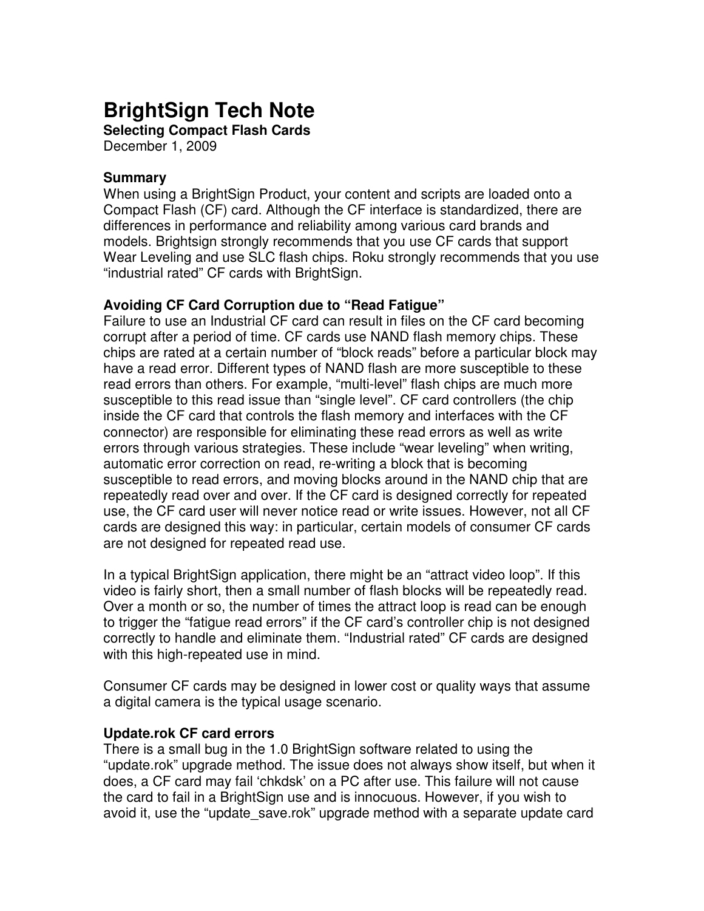# BrightSign Tech Note

**Selecting Compact Flash Cards**

December 1, 2009

### Summary

When using a BrightSign Product, your content and scripts are loaded onto a Compact Flash (CF) card. Although the CF interface is standardized, there are differences in performance and reliability among various card brands and models. Brightsign strongly recommends that you use CF cards that support Wear Leveling and use SLC flash chips. Roku strongly recommends that you use “industrial rated” CF cards with BrightSign.

### Avoiding CF Card Corruption due to “Read Fatigue”

Failure to use an Industrial CF card can result in files on the CF card becoming corrupt after a period of time. CF cards use NAND flash memory chips. These chips are rated at a certain number of “block reads” before a particular block may have a read error. Different types of NAND flash are more susceptible to these read errors than others. For example, “multi-level” flash chips are much more susceptible to this read issue than “single level”. CF card controllers (the chip inside the CF card that controls the flash memory and interfaces with the CF connector) are responsible for eliminating these read errors as well as write errors through various strategies. These include “wear leveling” when writing, automatic error correction on read, re-writing a block that is becoming susceptible to read errors, and moving blocks around in the NAND chip that are repeatedly read over and over. If the CF card is designed correctly for repeated use, the CF card user will never notice read or write issues. However, not all CF cards are designed this way: in particular, certain models of consumer CF cards are not designed for repeated read use.

In a typical BrightSign application, there might be an “attract video loop”. If this video is fairly short, then a small number of flash blocks will be repeatedly read. Over a month or so, the number of times the attract loop is read can be enough to trigger the “fatigue read errors” if the CF card’s controller chip is not designed correctly to handle and eliminate them. “Industrial rated” CF cards are designed with this high-repeated use in mind.

Consumer CF cards may be designed in lower cost or quality ways that assume a digital camera is the typical usage scenario.

### Update.rok CF card errors

There is a small bug in the 1.0 BrightSign software related to using the “update.rok” upgrade method. The issue does not always show itself, but when it does, a CF card may fail ‘chkdsk’ on a PC after use. This failure will not cause the card to fail in a BrightSign use and is innocuous. However, if you wish to avoid it, use the “update_save.rok” upgrade method with a separate update card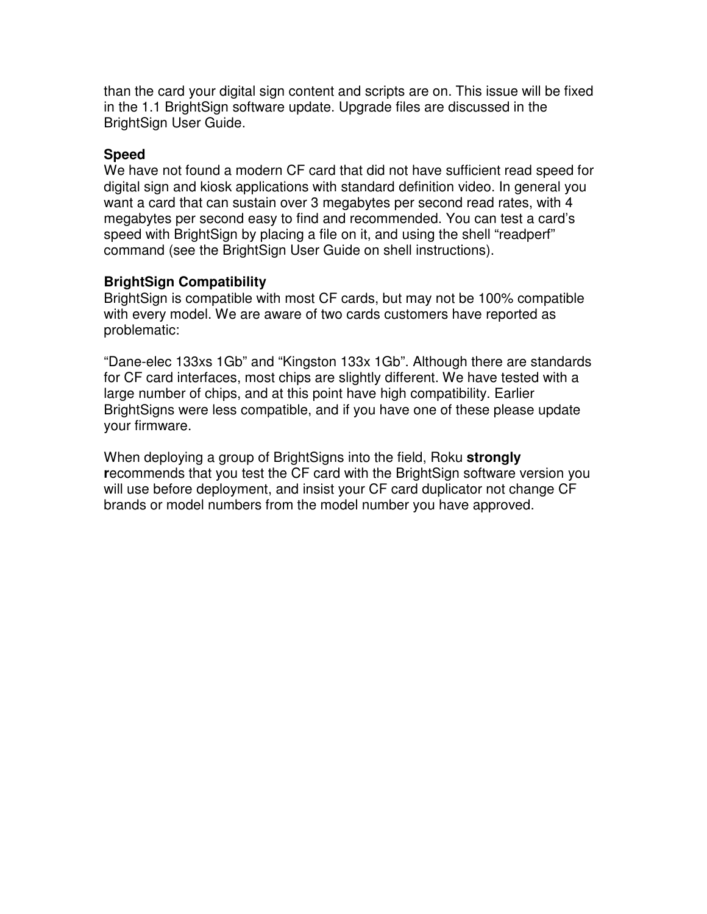than the card your digital sign content and scripts are on. This issue will be fixed in the 1.1 BrightSign software update. Upgrade files are discussed in the BrightSign User Guide.

**Speed**

We have not found a modern CF card that did not have sufficient read speed for digital sign and kiosk applications with standard definition video. In general you want a card that can sustain over 3 megabytes per second read rates, with 4 megabytes per second easy to find and recommended. You can test a card's speed with BrightSign by placing a file on it, and using the shell "readperf" command (see the BrightSign User Guide on shell instructions).

**BrightSign Compatibility**

BrightSign is compatible with most CF cards, but may not be 100% compatible with every model. We are aware of two cards customers have reported as problematic:

"Dane-elec 133xs 1Gb" and "Kingston 133x 1Gb". Although there are standards for CF card interfaces, most chips are slightly different. We have tested with a large number of chips, and at this point have high compatibility. Earlier BrightSigns were less compatible, and if you have one of these please update your firmware.

When deploying a group of BrightSigns into the field, Roku **strongly r**ecommends that you test the CF card with the BrightSign software version you will use before deployment, and insist your CF card duplicator not change CF brands or model numbers from the model number you have approved.